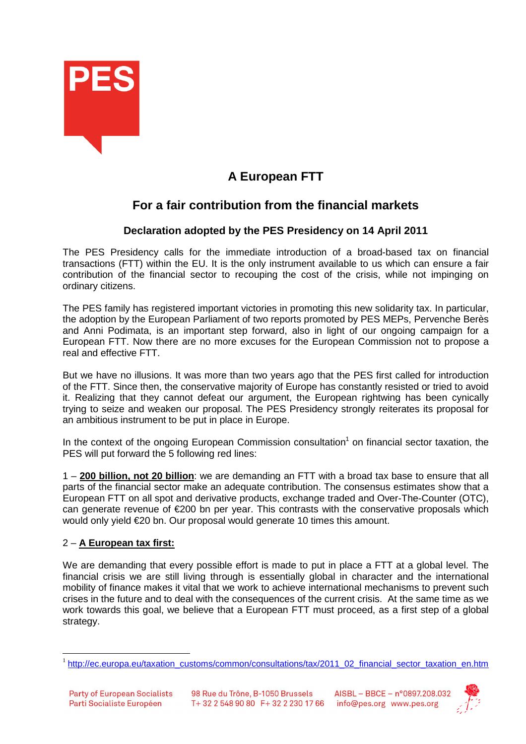# A European FTT

## For a fair contribution from the financial markets

### Declaration adopted by the PES Presidency on 14 April 2011

The PES Presidency calls for the immediate introduction of a broad-based tax on financial transactions (FTT) within the EU. It is the only instrument available to us which can ensure a fair contribution of the financial sector to recouping the cost of the crisis, while not impinging on ordinary citizens.

The PES family has registered important victories in promoting this new solidarity tax. In particular, the adoption by the European Parliament of two reports promoted by PES MEPs, Pervenche Berès and Anni Podimata, is an important step forward, also in light of our ongoing campaign for a European FTT. Now there are no more excuses for the European Commission not to propose a real and effective FTT.

But we have no illusions. It was more than two years ago that the PES first called for introduction of the FTT. Since then, the conservative majority of Europe has constantly resisted or tried to avoid it. Realizing that they cannot defeat our argument, the European rightwing has been cynically trying to seize and weaken our proposal. The PES Presidency strongly reiterates its proposal for an ambitious instrument to be put in place in Europe.

In the context of the ongoing European Commission consultation[1] on financial sector taxation, the PES will put forward the 5 following red lines:

1 – **200 billion, not 20 billion**: we are demanding an FTT with a broad tax base to ensure that all parts of the financial sector make an adequate contribution. The consensus estimates show that a European FTT on all spot and derivative products, exchange traded and Over-The-Counter (OTC), can generate revenue of €200 bn per year. This contrasts with the conservative proposals which would only yield €20 bn. Our proposal would generate 10 times this amount.

2 – **A European tax first:**

We are demanding that every possible effort is made to put in place a FTT at a global level. The financial crisis we are still living through is essentially global in character and the international mobility of finance makes it vital that we work to achieve international mechanisms to prevent such crises in the future and to deal with the consequences of the current crisis. At the same time as we work towards this goal, we believe that a European FTT must proceed, as a first step of a global strategy.

---

[1] http://ec.europa.eu/taxation_customs/common/consultations/tax/2011_02_financial_sector_taxation_en.htm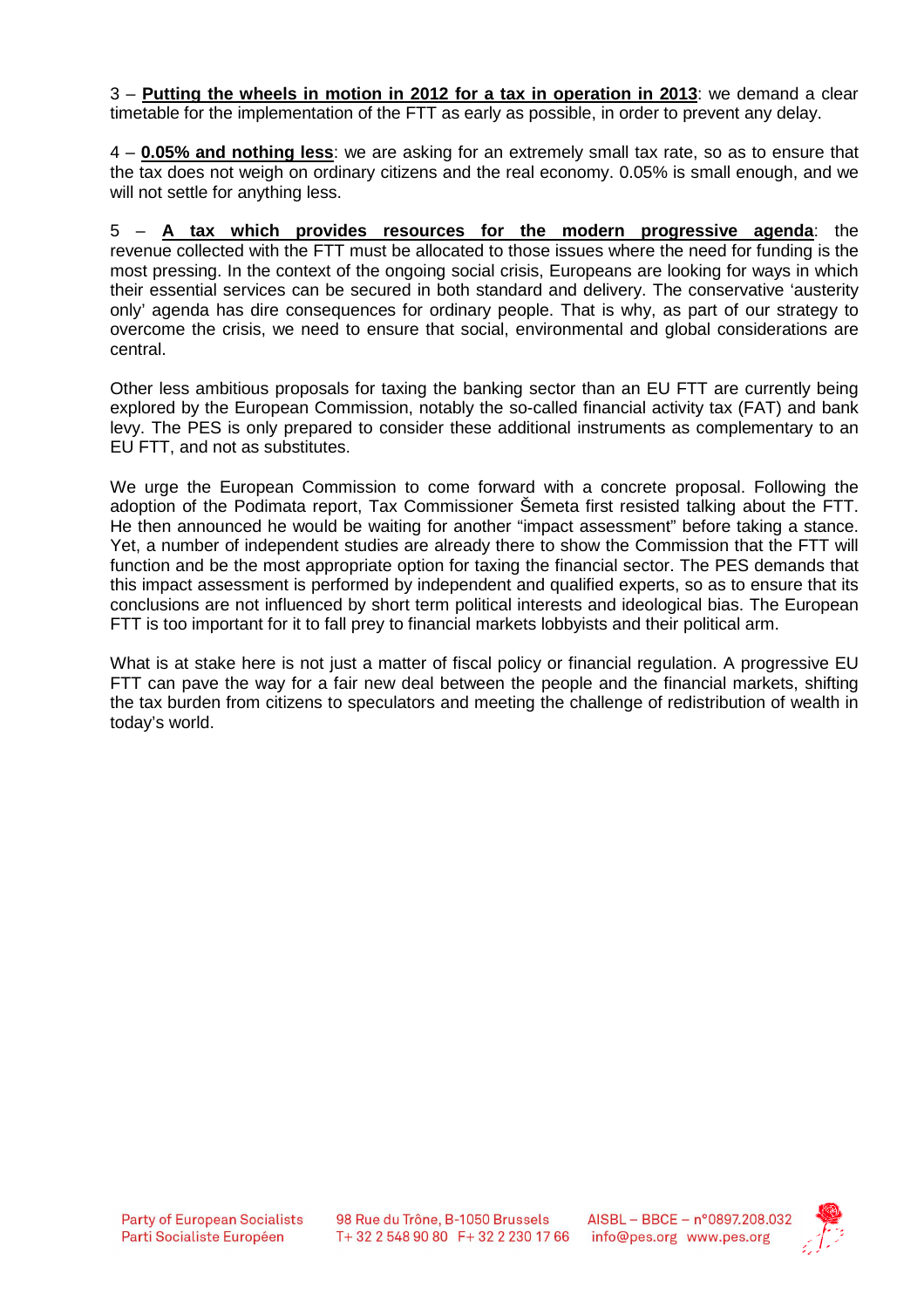3 – **Putting the wheels in motion in 2012 for a tax in operation in 2013**: we demand a clear timetable for the implementation of the FTT as early as possible, in order to prevent any delay.

4 – **0.05% and nothing less**: we are asking for an extremely small tax rate, so as to ensure that the tax does not weigh on ordinary citizens and the real economy. 0.05% is small enough, and we will not settle for anything less.

5 – **A tax which provides resources for the modern progressive agenda**: the revenue collected with the FTT must be allocated to those issues where the need for funding is the most pressing. In the context of the ongoing social crisis, Europeans are looking for ways in which their essential services can be secured in both standard and delivery. The conservative 'austerity only' agenda has dire consequences for ordinary people. That is why, as part of our strategy to overcome the crisis, we need to ensure that social, environmental and global considerations are central.

Other less ambitious proposals for taxing the banking sector than an EU FTT are currently being explored by the European Commission, notably the so-called financial activity tax (FAT) and bank levy. The PES is only prepared to consider these additional instruments as complementary to an EU FTT, and not as substitutes.

We urge the European Commission to come forward with a concrete proposal. Following the adoption of the Podimata report, Tax Commissioner Šemeta first resisted talking about the FTT. He then announced he would be waiting for another "impact assessment" before taking a stance. Yet, a number of independent studies are already there to show the Commission that the FTT will function and be the most appropriate option for taxing the financial sector. The PES demands that this impact assessment is performed by independent and qualified experts, so as to ensure that its conclusions are not influenced by short term political interests and ideological bias. The European FTT is too important for it to fall prey to financial markets lobbyists and their political arm.

What is at stake here is not just a matter of fiscal policy or financial regulation. A progressive EU FTT can pave the way for a fair new deal between the people and the financial markets, shifting the tax burden from citizens to speculators and meeting the challenge of redistribution of wealth in today's world.